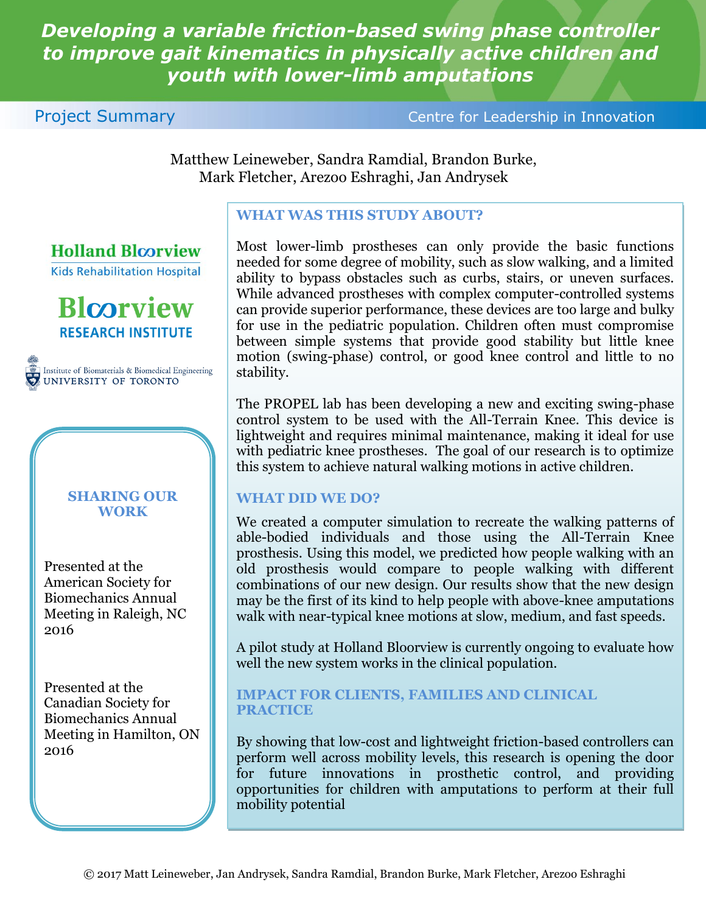# Developing a variable friction-based swing phase controller to improve gait kinematics in physically active children and youth with lower-limb amputations

Project Summary | Centre for Leadership in Innovation

Matthew Leineweber, Sandra Ramdial, Brandon Burke, Mark Fletcher, Arezoo Eshraghi, Jan Andrysek

Holland Bloorview Kids Rehabilitation Hospital

Bloorview Research Institute

Institute of Biomaterials & Biomedical Engineering, University of Toronto

## WHAT WAS THIS STUDY ABOUT?

Most lower-limb prostheses can only provide the basic functions needed for some degree of mobility, such as slow walking, and a limited ability to bypass obstacles such as curbs, stairs, or uneven surfaces. While advanced prostheses with complex computer-controlled systems can provide superior performance, these devices are too large and bulky for use in the pediatric population. Children often must compromise between simple systems that provide good stability but little knee motion (swing-phase) control, or good knee control and little to no stability.

The PROPEL lab has been developing a new and exciting swing-phase control system to be used with the All-Terrain Knee. This device is lightweight and requires minimal maintenance, making it ideal for use with pediatric knee prostheses. The goal of our research is to optimize this system to achieve natural walking motions in active children.

## WHAT DID WE DO?

We created a computer simulation to recreate the walking patterns of able-bodied individuals and those using the All-Terrain Knee prosthesis. Using this model, we predicted how people walking with an old prosthesis would compare to people walking with different combinations of our new design. Our results show that the new design may be the first of its kind to help people with above-knee amputations walk with near-typical knee motions at slow, medium, and fast speeds.

A pilot study at Holland Bloorview is currently ongoing to evaluate how well the new system works in the clinical population.

## IMPACT FOR CLIENTS, FAMILIES AND CLINICAL PRACTICE

By showing that low-cost and lightweight friction-based controllers can perform well across mobility levels, this research is opening the door for future innovations in prosthetic control, and providing opportunities for children with amputations to perform at their full mobility potential

## SHARING OUR WORK

Presented at the American Society for Biomechanics Annual Meeting in Raleigh, NC 2016

Presented at the Canadian Society for Biomechanics Annual Meeting in Hamilton, ON 2016

© 2017 Matt Leineweber, Jan Andrysek, Sandra Ramdial, Brandon Burke, Mark Fletcher, Arezoo Eshraghi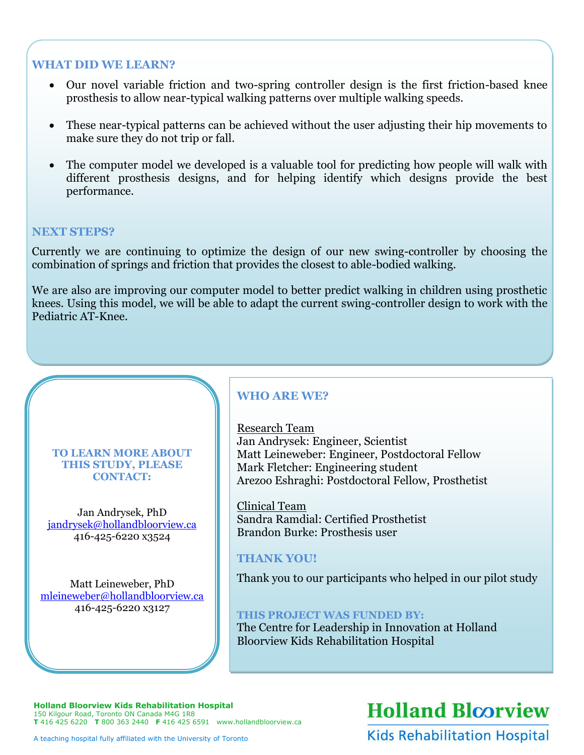## WHAT DID WE LEARN?

- Our novel variable friction and two-spring controller design is the first friction-based knee prosthesis to allow near-typical walking patterns over multiple walking speeds.
- These near-typical patterns can be achieved without the user adjusting their hip movements to make sure they do not trip or fall.
- The computer model we developed is a valuable tool for predicting how people will walk with different prosthesis designs, and for helping identify which designs provide the best performance.

## NEXT STEPS?

Currently we are continuing to optimize the design of our new swing-controller by choosing the combination of springs and friction that provides the closest to able-bodied walking.

We are also are improving our computer model to better predict walking in children using prosthetic knees. Using this model, we will be able to adapt the current swing-controller design to work with the Pediatric AT-Knee.

**TO LEARN MORE ABOUT THIS STUDY, PLEASE CONTACT:**

Jan Andrysek, PhD
jandrysek@hollandbloorview.ca
416-425-6220 x3524

Matt Leineweber, PhD
mleineweber@hollandbloorview.ca
416-425-6220 x3127

## WHO ARE WE?

Research Team
Jan Andrysek: Engineer, Scientist
Matt Leineweber: Engineer, Postdoctoral Fellow
Mark Fletcher: Engineering student
Arezoo Eshraghi: Postdoctoral Fellow, Prosthetist

Clinical Team
Sandra Ramdial: Certified Prosthetist
Brandon Burke: Prosthesis user

## THANK YOU!

Thank you to our participants who helped in our pilot study

**THIS PROJECT WAS FUNDED BY:**
The Centre for Leadership in Innovation at Holland Bloorview Kids Rehabilitation Hospital

**Holland Bloorview Kids Rehabilitation Hospital**
150 Kilgour Road, Toronto ON Canada M4G 1R8
**T** 416 425 6220 **T** 800 363 2440 **F** 416 425 6591 www.hollandbloorview.ca

A teaching hospital fully affiliated with the University of Toronto

Holland Bloorview
Kids Rehabilitation Hospital